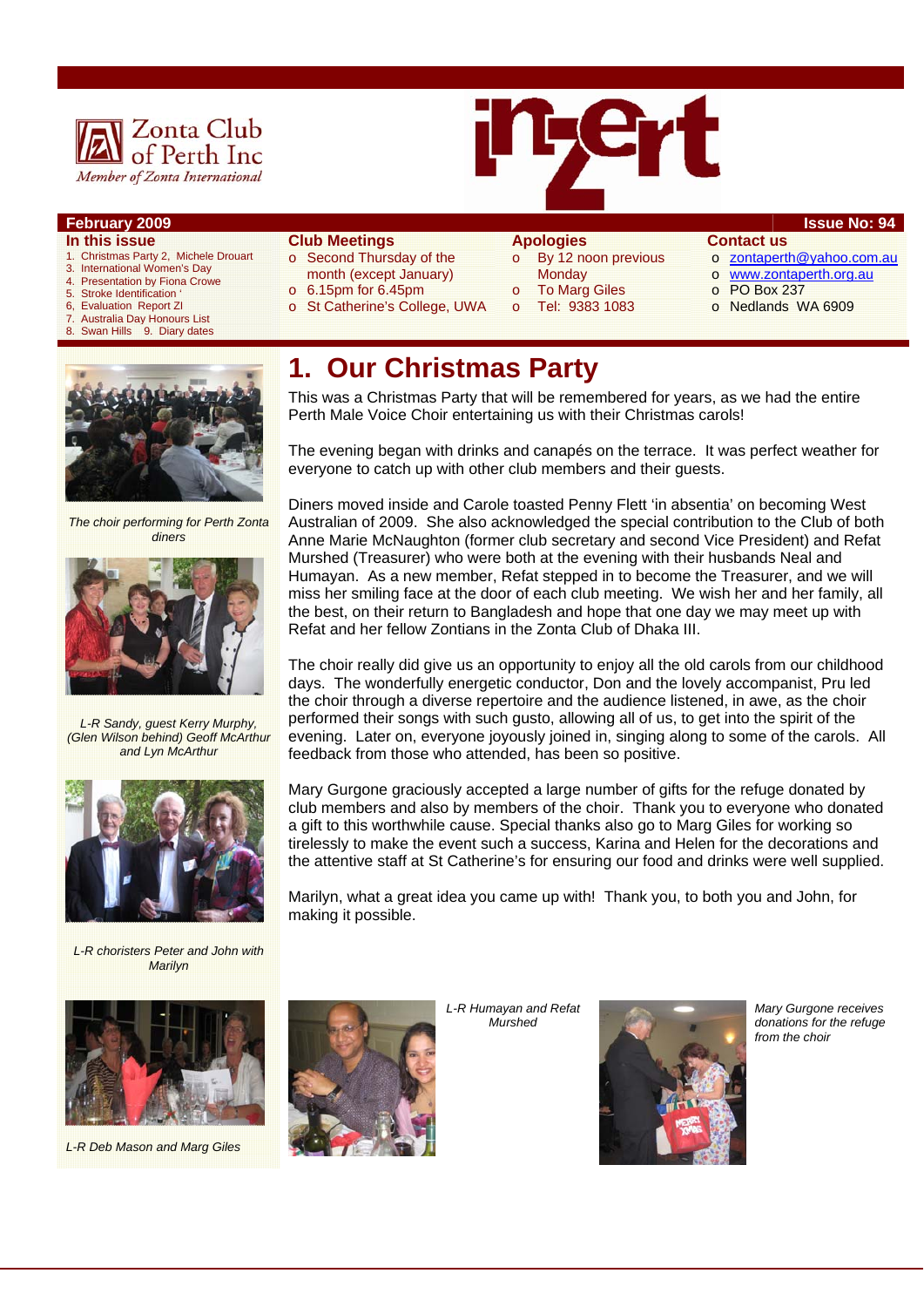Zonta Club of Perth Inc

*Member of Zonta International*

# inzert

**February 2009** | **Issue No: 94**

**In this issue**

1. Christmas Party 2, Michele Drouart
3. International Women's Day
4. Presentation by Fiona Crowe
5. Stroke Identification '
6. Evaluation Report ZI
7. Australia Day Honours List
8. Swan Hills 9. Diary dates

**Club Meetings**

- Second Thursday of the month (except January)
- 6.15pm for 6.45pm
- St Catherine's College, UWA

**Apologies**

- By 12 noon previous Monday
- To Marg Giles
- Tel: 9383 1083

**Contact us**

- zontaperth@yahoo.com.au
- www.zontaperth.org.au
- PO Box 237
- Nedlands WA 6909

## 1. Our Christmas Party

This was a Christmas Party that will be remembered for years, as we had the entire Perth Male Voice Choir entertaining us with their Christmas carols!

The evening began with drinks and canapés on the terrace. It was perfect weather for everyone to catch up with other club members and their guests.

Diners moved inside and Carole toasted Penny Flett 'in absentia' on becoming West Australian of 2009. She also acknowledged the special contribution to the Club of both Anne Marie McNaughton (former club secretary and second Vice President) and Refat Murshed (Treasurer) who were both at the evening with their husbands Neal and Humayan. As a new member, Refat stepped in to become the Treasurer, and we will miss her smiling face at the door of each club meeting. We wish her and her family, all the best, on their return to Bangladesh and hope that one day we may meet up with Refat and her fellow Zontians in the Zonta Club of Dhaka III.

The choir really did give us an opportunity to enjoy all the old carols from our childhood days. The wonderfully energetic conductor, Don and the lovely accompanist, Pru led the choir through a diverse repertoire and the audience listened, in awe, as the choir performed their songs with such gusto, allowing all of us, to get into the spirit of the evening. Later on, everyone joyously joined in, singing along to some of the carols. All feedback from those who attended, has been so positive.

Mary Gurgone graciously accepted a large number of gifts for the refuge donated by club members and also by members of the choir. Thank you to everyone who donated a gift to this worthwhile cause. Special thanks also go to Marg Giles for working so tirelessly to make the event such a success, Karina and Helen for the decorations and the attentive staff at St Catherine's for ensuring our food and drinks were well supplied.

Marilyn, what a great idea you came up with! Thank you, to both you and John, for making it possible.

*The choir performing for Perth Zonta diners*

*L-R Sandy, guest Kerry Murphy, (Glen Wilson behind) Geoff McArthur and Lyn McArthur*

*L-R choristers Peter and John with Marilyn*

*L-R Deb Mason and Marg Giles*

*L-R Humayan and Refat Murshed*

*Mary Gurgone receives donations for the refuge from the choir*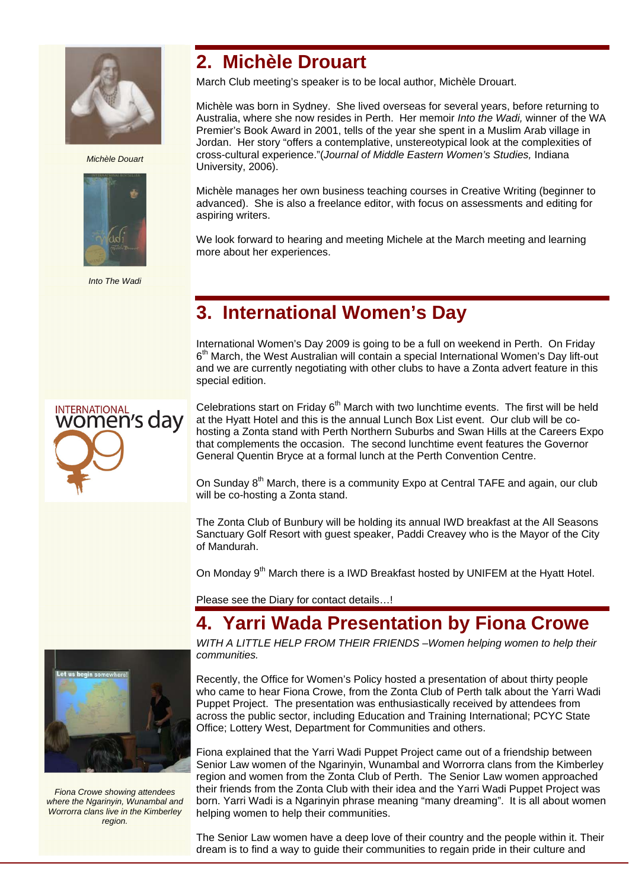## 2. Michèle Drouart

March Club meeting's speaker is to be local author, Michèle Drouart.

Michèle was born in Sydney. She lived overseas for several years, before returning to Australia, where she now resides in Perth. Her memoir *Into the Wadi,* winner of the WA Premier's Book Award in 2001, tells of the year she spent in a Muslim Arab village in Jordan. Her story "offers a contemplative, unstereotypical look at the complexities of cross-cultural experience."(*Journal of Middle Eastern Women's Studies,* Indiana University, 2006).

Michèle manages her own business teaching courses in Creative Writing (beginner to advanced). She is also a freelance editor, with focus on assessments and editing for aspiring writers.

We look forward to hearing and meeting Michele at the March meeting and learning more about her experiences.

*Michèle Douart*

*Into The Wadi*

## 3. International Women's Day

International Women's Day 2009 is going to be a full on weekend in Perth. On Friday 6th March, the West Australian will contain a special International Women's Day lift-out and we are currently negotiating with other clubs to have a Zonta advert feature in this special edition.

Celebrations start on Friday 6th March with two lunchtime events. The first will be held at the Hyatt Hotel and this is the annual Lunch Box List event. Our club will be co-hosting a Zonta stand with Perth Northern Suburbs and Swan Hills at the Careers Expo that complements the occasion. The second lunchtime event features the Governor General Quentin Bryce at a formal lunch at the Perth Convention Centre.

On Sunday 8th March, there is a community Expo at Central TAFE and again, our club will be co-hosting a Zonta stand.

The Zonta Club of Bunbury will be holding its annual IWD breakfast at the All Seasons Sanctuary Golf Resort with guest speaker, Paddi Creavey who is the Mayor of the City of Mandurah.

On Monday 9th March there is a IWD Breakfast hosted by UNIFEM at the Hyatt Hotel.

Please see the Diary for contact details…!

## 4. Yarri Wada Presentation by Fiona Crowe

*WITH A LITTLE HELP FROM THEIR FRIENDS –Women helping women to help their communities.*

Recently, the Office for Women's Policy hosted a presentation of about thirty people who came to hear Fiona Crowe, from the Zonta Club of Perth talk about the Yarri Wadi Puppet Project. The presentation was enthusiastically received by attendees from across the public sector, including Education and Training International; PCYC State Office; Lottery West, Department for Communities and others.

Fiona explained that the Yarri Wadi Puppet Project came out of a friendship between Senior Law women of the Ngarinyin, Wunambal and Worrorra clans from the Kimberley region and women from the Zonta Club of Perth. The Senior Law women approached their friends from the Zonta Club with their idea and the Yarri Wadi Puppet Project was born. Yarri Wadi is a Ngarinyin phrase meaning "many dreaming". It is all about women helping women to help their communities.

*Fiona Crowe showing attendees where the Ngarinyin, Wunambal and Worrorra clans live in the Kimberley region.*

The Senior Law women have a deep love of their country and the people within it. Their dream is to find a way to guide their communities to regain pride in their culture and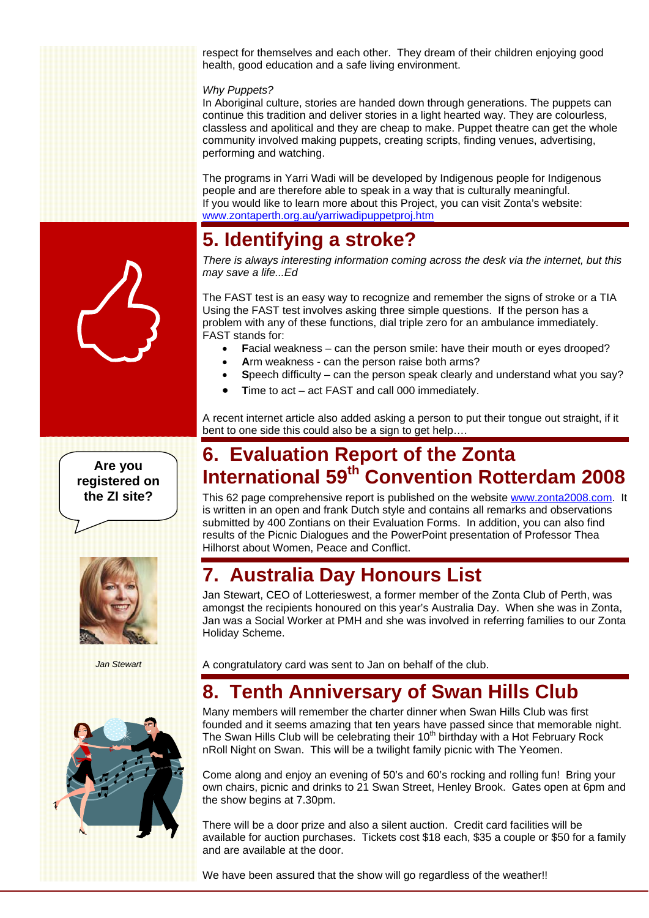respect for themselves and each other. They dream of their children enjoying good health, good education and a safe living environment.

*Why Puppets?*
In Aboriginal culture, stories are handed down through generations. The puppets can continue this tradition and deliver stories in a light hearted way. They are colourless, classless and apolitical and they are cheap to make. Puppet theatre can get the whole community involved making puppets, creating scripts, finding venues, advertising, performing and watching.

The programs in Yarri Wadi will be developed by Indigenous people for Indigenous people and are therefore able to speak in a way that is culturally meaningful.
If you would like to learn more about this Project, you can visit Zonta's website: www.zontaperth.org.au/yarriwadipuppetproj.htm

## 5. Identifying a stroke?

*There is always interesting information coming across the desk via the internet, but this may save a life...Ed*

The FAST test is an easy way to recognize and remember the signs of stroke or a TIA Using the FAST test involves asking three simple questions. If the person has a problem with any of these functions, dial triple zero for an ambulance immediately. FAST stands for:

- **F**acial weakness – can the person smile: have their mouth or eyes drooped?
- **A**rm weakness - can the person raise both arms?
- **S**peech difficulty – can the person speak clearly and understand what you say?
- **T**ime to act – act FAST and call 000 immediately.

A recent internet article also added asking a person to put their tongue out straight, if it bent to one side this could also be a sign to get help….

**Are you registered on the ZI site?**

## 6. Evaluation Report of the Zonta International 59th Convention Rotterdam 2008

This 62 page comprehensive report is published on the website www.zonta2008.com. It is written in an open and frank Dutch style and contains all remarks and observations submitted by 400 Zontians on their Evaluation Forms. In addition, you can also find results of the Picnic Dialogues and the PowerPoint presentation of Professor Thea Hilhorst about Women, Peace and Conflict.

## 7. Australia Day Honours List

Jan Stewart, CEO of Lotterieswest, a former member of the Zonta Club of Perth, was amongst the recipients honoured on this year's Australia Day. When she was in Zonta, Jan was a Social Worker at PMH and she was involved in referring families to our Zonta Holiday Scheme.

*Jan Stewart*

A congratulatory card was sent to Jan on behalf of the club.

## 8. Tenth Anniversary of Swan Hills Club

Many members will remember the charter dinner when Swan Hills Club was first founded and it seems amazing that ten years have passed since that memorable night. The Swan Hills Club will be celebrating their 10th birthday with a Hot February Rock nRoll Night on Swan. This will be a twilight family picnic with The Yeomen.

Come along and enjoy an evening of 50's and 60's rocking and rolling fun! Bring your own chairs, picnic and drinks to 21 Swan Street, Henley Brook. Gates open at 6pm and the show begins at 7.30pm.

There will be a door prize and also a silent auction. Credit card facilities will be available for auction purchases. Tickets cost $18 each, $35 a couple or $50 for a family and are available at the door.

We have been assured that the show will go regardless of the weather!!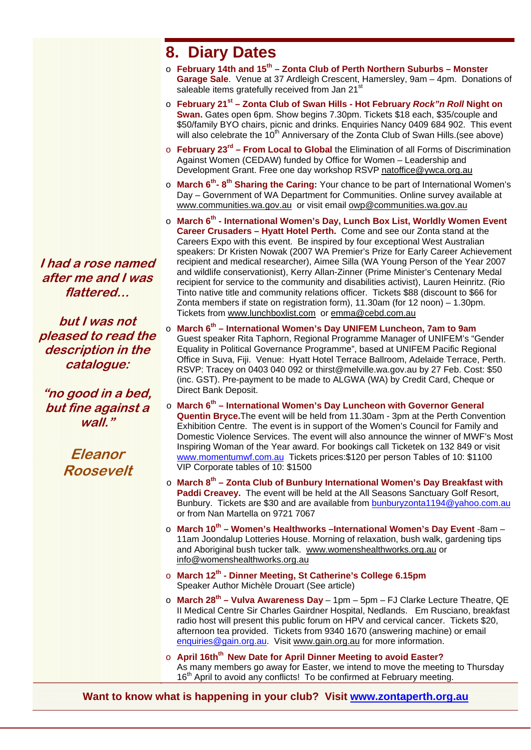## 8. Diary Dates

- **February 14th and 15th – Zonta Club of Perth Northern Suburbs – Monster Garage Sale**. Venue at 37 Ardleigh Crescent, Hamersley, 9am – 4pm. Donations of saleable items gratefully received from Jan 21st
- **February 21st – Zonta Club of Swan Hills - Hot February *Rock"n Roll* Night on Swan.** Gates open 6pm. Show begins 7.30pm. Tickets $18 each, $35/couple and $50/family BYO chairs, picnic and drinks. Enquiries Nancy 0409 684 902. This event will also celebrate the 10th Anniversary of the Zonta Club of Swan Hills.(see above)
- **February 23rd – From Local to Global** the Elimination of all Forms of Discrimination Against Women (CEDAW) funded by Office for Women – Leadership and Development Grant. Free one day workshop RSVP natoffice@ywca.org.au
- **March 6th- 8th Sharing the Caring:** Your chance to be part of International Women's Day – Government of WA Department for Communities. Online survey available at www.communities.wa.gov.au or visit email owp@communities.wa.gov.au
- **March 6th - International Women's Day, Lunch Box List, Worldly Women Event Career Crusaders – Hyatt Hotel Perth.** Come and see our Zonta stand at the Careers Expo with this event. Be inspired by four exceptional West Australian speakers: Dr Kristen Nowak (2007 WA Premier's Prize for Early Career Achievement recipient and medical researcher), Aimee Silla (WA Young Person of the Year 2007 and wildlife conservationist), Kerry Allan-Zinner (Prime Minister's Centenary Medal recipient for service to the community and disabilities activist), Lauren Heinritz. (Rio Tinto native title and community relations officer. Tickets $88 (discount to $66 for Zonta members if state on registration form), 11.30am (for 12 noon) – 1.30pm. Tickets from www.lunchboxlist.com or emma@cebd.com.au
- **March 6th – International Women's Day UNIFEM Luncheon, 7am to 9am** Guest speaker Rita Taphorn, Regional Programme Manager of UNIFEM's "Gender Equality in Political Governance Programme", based at UNIFEM Pacific Regional Office in Suva, Fiji. Venue: Hyatt Hotel Terrace Ballroom, Adelaide Terrace, Perth. RSVP: Tracey on 0403 040 092 or thirst@melville.wa.gov.au by 27 Feb. Cost: $50 (inc. GST). Pre-payment to be made to ALGWA (WA) by Credit Card, Cheque or Direct Bank Deposit.
- **March 6th – International Women's Day Luncheon with Governor General Quentin Bryce.** The event will be held from 11.30am - 3pm at the Perth Convention Exhibition Centre. The event is in support of the Women's Council for Family and Domestic Violence Services. The event will also announce the winner of MWF's Most Inspiring Woman of the Year award. For bookings call Ticketek on 132 849 or visit www.momentumwf.com.au Tickets prices:$120 per person Tables of 10: $1100 VIP Corporate tables of 10: $1500
- **March 8th – Zonta Club of Bunbury International Women's Day Breakfast with Paddi Creavey.** The event will be held at the All Seasons Sanctuary Golf Resort, Bunbury. Tickets are $30 and are available from bunburyzonta1194@yahoo.com.au or from Nan Martella on 9721 7067
- **March 10th – Women's Healthworks –International Women's Day Event** -8am – 11am Joondalup Lotteries House. Morning of relaxation, bush walk, gardening tips and Aboriginal bush tucker talk. www.womenshealthworks.org.au or info@womenshealthworks.org.au
- **March 12th - Dinner Meeting, St Catherine's College 6.15pm** Speaker Author Michèle Drouart (See article)
- **March 28th – Vulva Awareness Day** – 1pm – 5pm – FJ Clarke Lecture Theatre, QE II Medical Centre Sir Charles Gairdner Hospital, Nedlands. Em Rusciano, breakfast radio host will present this public forum on HPV and cervical cancer. Tickets $20, afternoon tea provided. Tickets from 9340 1670 (answering machine) or email enquiries@gain.org.au. Visit www.gain.org.au for more information.
- **April 16th New Date for April Dinner Meeting to avoid Easter?** As many members go away for Easter, we intend to move the meeting to Thursday 16th April to avoid any conflicts! To be confirmed at February meeting.

***I had a rose named after me and I was flattered…***

***but I was not pleased to read the description in the catalogue:***

***"no good in a bed, but fine against a wall."***

***Eleanor Roosevelt***

**Want to know what is happening in your club? Visit www.zontaperth.org.au**